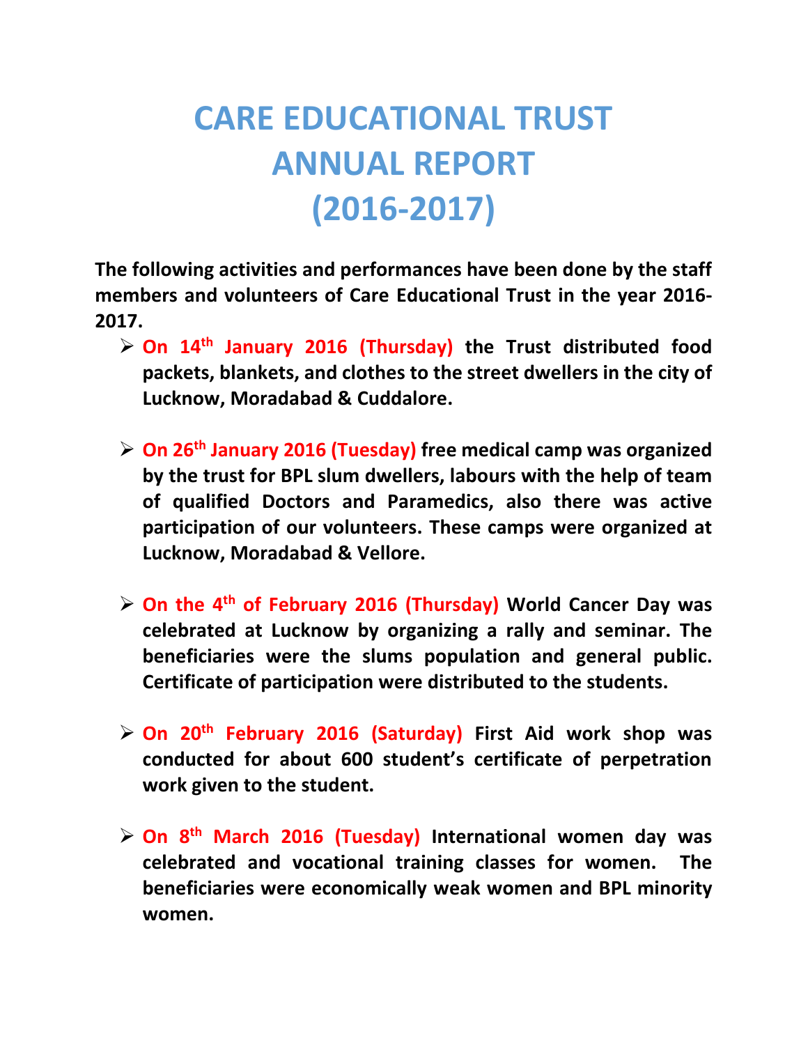# CARE EDUCATIONAL TRUST ANNUAL REPORT (2016-2017)

**The following activities and performances have been done by the staff members and volunteers of Care Educational Trust in the year 2016-2017.**

- **On 14th January 2016 (Thursday) the Trust distributed food packets, blankets, and clothes to the street dwellers in the city of Lucknow, Moradabad & Cuddalore.**

- **On 26th January 2016 (Tuesday) free medical camp was organized by the trust for BPL slum dwellers, labours with the help of team of qualified Doctors and Paramedics, also there was active participation of our volunteers. These camps were organized at Lucknow, Moradabad & Vellore.**

- **On the 4th of February 2016 (Thursday) World Cancer Day was celebrated at Lucknow by organizing a rally and seminar. The beneficiaries were the slums population and general public. Certificate of participation were distributed to the students.**

- **On 20th February 2016 (Saturday) First Aid work shop was conducted for about 600 student's certificate of perpetration work given to the student.**

- **On 8th March 2016 (Tuesday) International women day was celebrated and vocational training classes for women. The beneficiaries were economically weak women and BPL minority women.**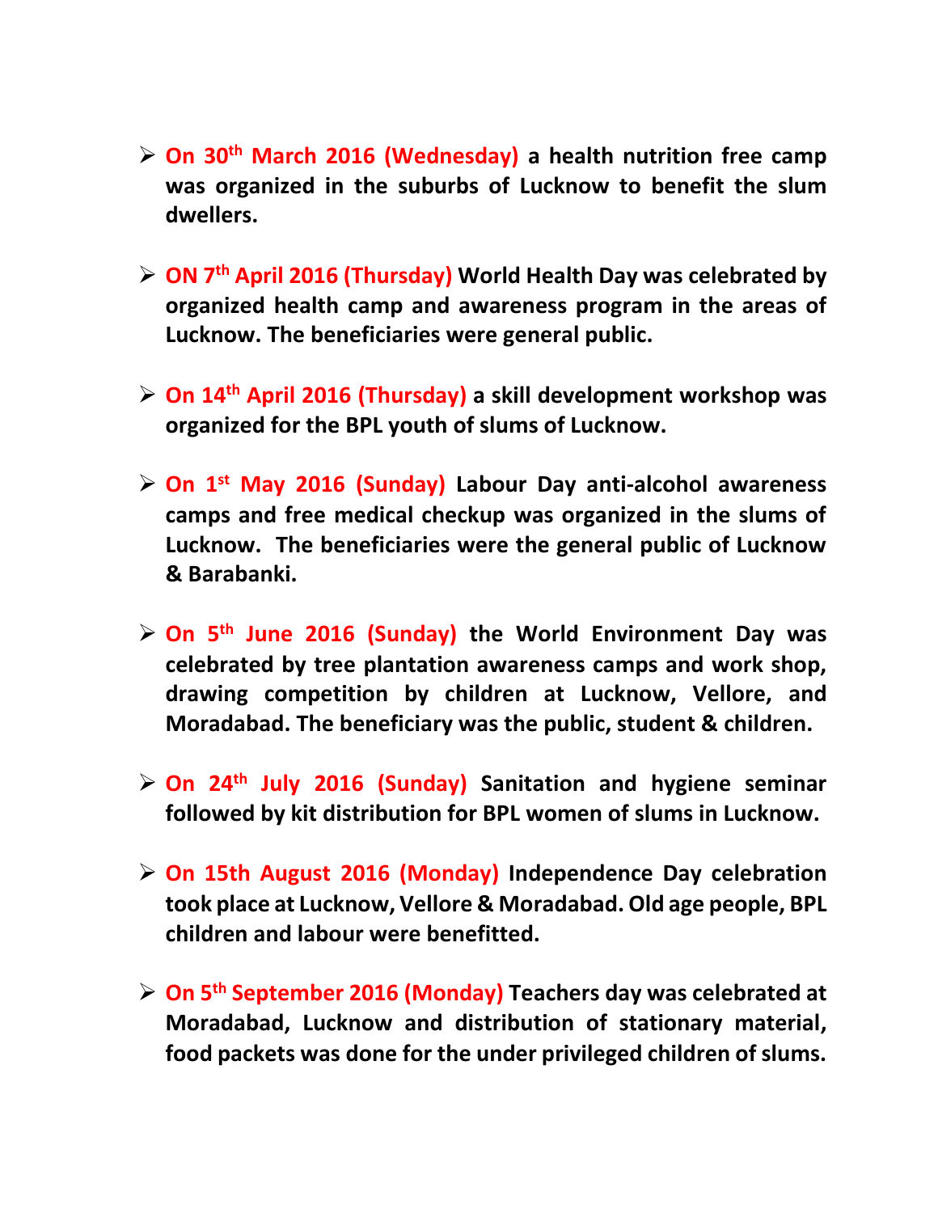- **On 30th March 2016 (Wednesday) a health nutrition free camp was organized in the suburbs of Lucknow to benefit the slum dwellers.**

- **ON 7th April 2016 (Thursday) World Health Day was celebrated by organized health camp and awareness program in the areas of Lucknow. The beneficiaries were general public.**

- **On 14th April 2016 (Thursday) a skill development workshop was organized for the BPL youth of slums of Lucknow.**

- **On 1st May 2016 (Sunday) Labour Day anti-alcohol awareness camps and free medical checkup was organized in the slums of Lucknow. The beneficiaries were the general public of Lucknow & Barabanki.**

- **On 5th June 2016 (Sunday) the World Environment Day was celebrated by tree plantation awareness camps and work shop, drawing competition by children at Lucknow, Vellore, and Moradabad. The beneficiary was the public, student & children.**

- **On 24th July 2016 (Sunday) Sanitation and hygiene seminar followed by kit distribution for BPL women of slums in Lucknow.**

- **On 15th August 2016 (Monday) Independence Day celebration took place at Lucknow, Vellore & Moradabad. Old age people, BPL children and labour were benefitted.**

- **On 5th September 2016 (Monday) Teachers day was celebrated at Moradabad, Lucknow and distribution of stationary material, food packets was done for the under privileged children of slums.**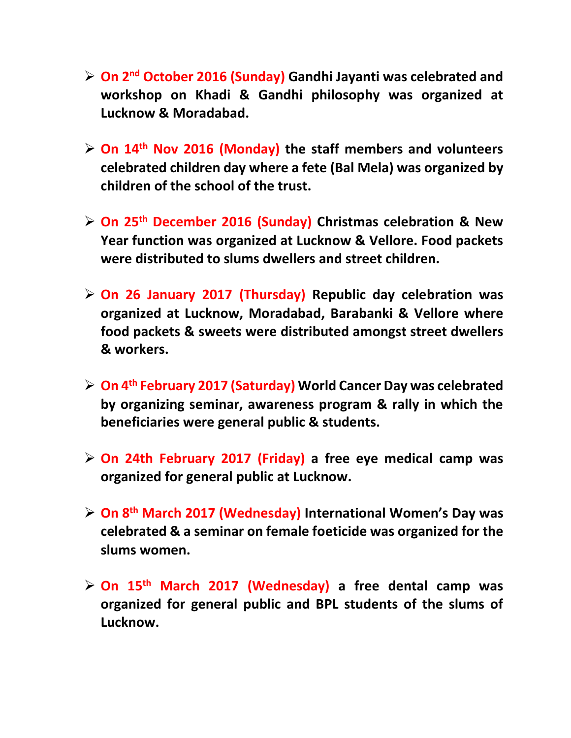- **On 2nd October 2016 (Sunday) Gandhi Jayanti was celebrated and workshop on Khadi & Gandhi philosophy was organized at Lucknow & Moradabad.**

- **On 14th Nov 2016 (Monday) the staff members and volunteers celebrated children day where a fete (Bal Mela) was organized by children of the school of the trust.**

- **On 25th December 2016 (Sunday) Christmas celebration & New Year function was organized at Lucknow & Vellore. Food packets were distributed to slums dwellers and street children.**

- **On 26 January 2017 (Thursday) Republic day celebration was organized at Lucknow, Moradabad, Barabanki & Vellore where food packets & sweets were distributed amongst street dwellers & workers.**

- **On 4th February 2017 (Saturday) World Cancer Day was celebrated by organizing seminar, awareness program & rally in which the beneficiaries were general public & students.**

- **On 24th February 2017 (Friday) a free eye medical camp was organized for general public at Lucknow.**

- **On 8th March 2017 (Wednesday) International Women's Day was celebrated & a seminar on female foeticide was organized for the slums women.**

- **On 15th March 2017 (Wednesday) a free dental camp was organized for general public and BPL students of the slums of Lucknow.**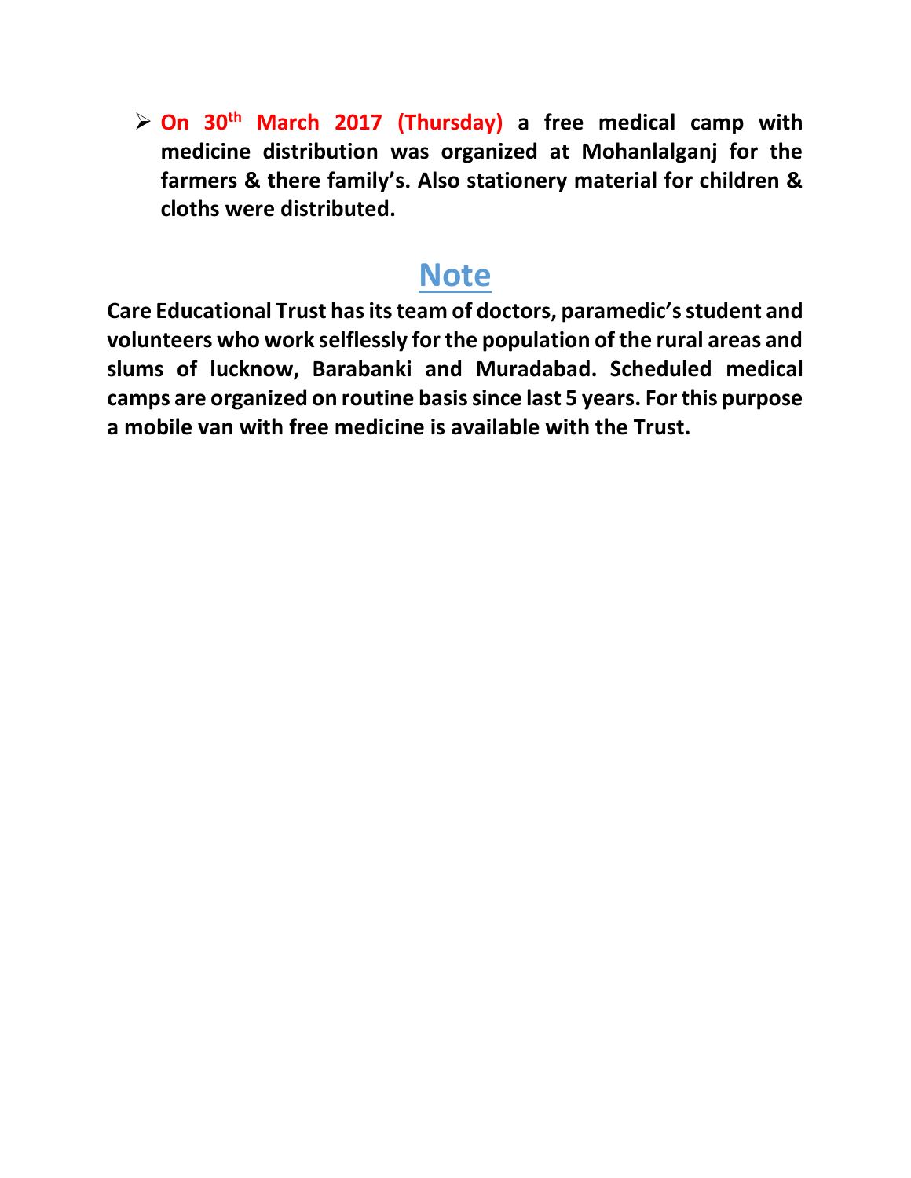- **On 30th March 2017 (Thursday) a free medical camp with medicine distribution was organized at Mohanlalganj for the farmers & there family's. Also stationery material for children & cloths were distributed.**

## Note

**Care Educational Trust has its team of doctors, paramedic's student and volunteers who work selflessly for the population of the rural areas and slums of lucknow, Barabanki and Muradabad. Scheduled medical camps are organized on routine basis since last 5 years. For this purpose a mobile van with free medicine is available with the Trust.**